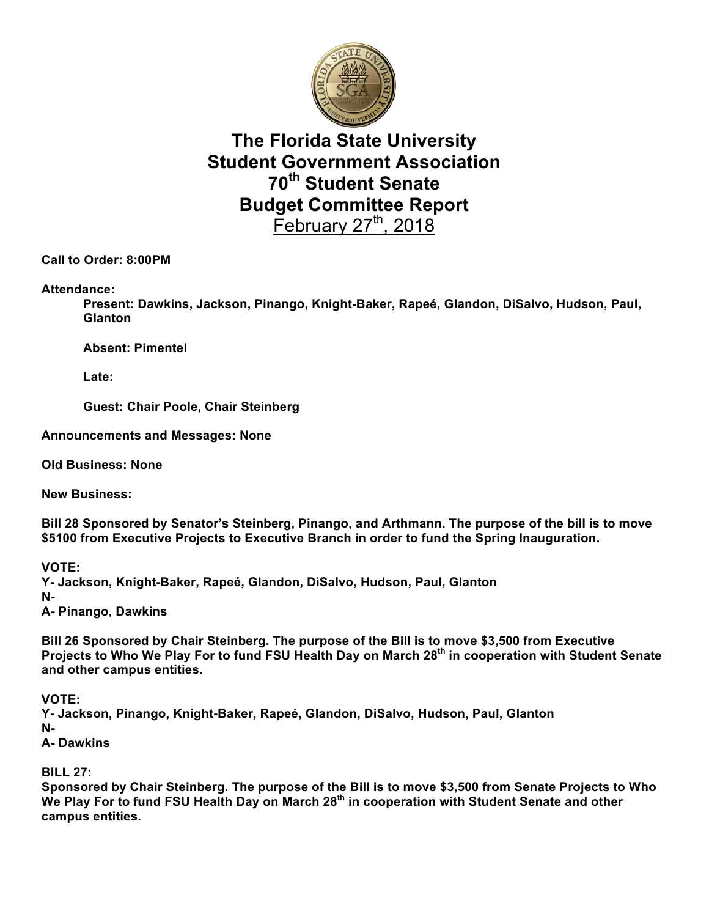# The Florida State University
# Student Government Association
# 70th Student Senate
# Budget Committee Report

February 27th, 2018

**Call to Order: 8:00PM**

**Attendance:**

**Present: Dawkins, Jackson, Pinango, Knight-Baker, Rapeé, Glandon, DiSalvo, Hudson, Paul, Glanton**

**Absent: Pimentel**

**Late:**

**Guest: Chair Poole, Chair Steinberg**

**Announcements and Messages: None**

**Old Business: None**

**New Business:**

**Bill 28 Sponsored by Senator's Steinberg, Pinango, and Arthmann. The purpose of the bill is to move $5100 from Executive Projects to Executive Branch in order to fund the Spring Inauguration.**

**VOTE:**
**Y- Jackson, Knight-Baker, Rapeé, Glandon, DiSalvo, Hudson, Paul, Glanton**
**N-**
**A- Pinango, Dawkins**

**Bill 26 Sponsored by Chair Steinberg. The purpose of the Bill is to move $3,500 from Executive Projects to Who We Play For to fund FSU Health Day on March 28th in cooperation with Student Senate and other campus entities.**

**VOTE:**
**Y- Jackson, Pinango, Knight-Baker, Rapeé, Glandon, DiSalvo, Hudson, Paul, Glanton**
**N-**
**A- Dawkins**

**BILL 27:**
**Sponsored by Chair Steinberg. The purpose of the Bill is to move $3,500 from Senate Projects to Who We Play For to fund FSU Health Day on March 28th in cooperation with Student Senate and other campus entities.**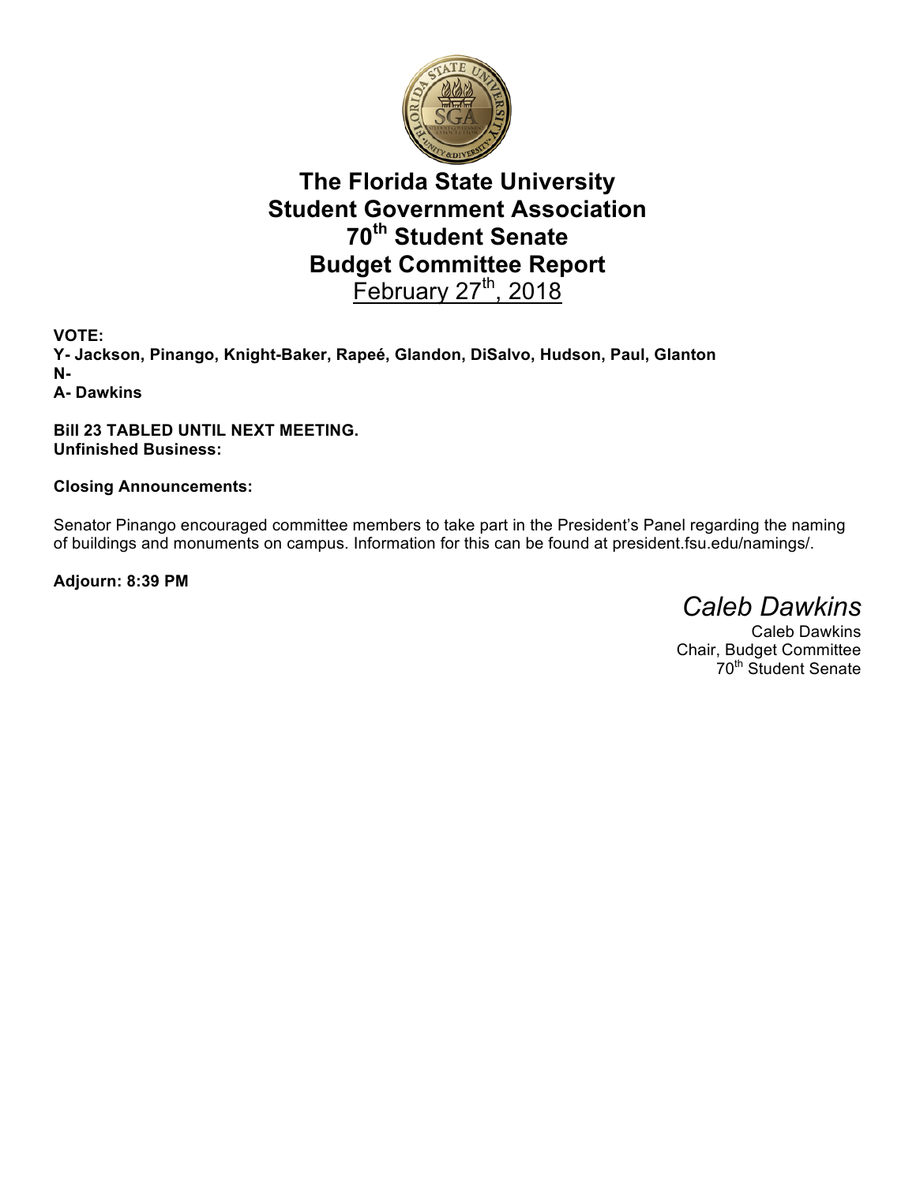# The Florida State University
# Student Government Association
# 70th Student Senate
# Budget Committee Report
<u>February 27th, 2018</u>

**VOTE:**
**Y- Jackson, Pinango, Knight-Baker, Rapeé, Glandon, DiSalvo, Hudson, Paul, Glanton**
**N-**
**A- Dawkins**

**Bill 23 TABLED UNTIL NEXT MEETING.**
**Unfinished Business:**

**Closing Announcements:**

Senator Pinango encouraged committee members to take part in the President's Panel regarding the naming of buildings and monuments on campus. Information for this can be found at president.fsu.edu/namings/.

**Adjourn: 8:39 PM**

*Caleb Dawkins*
Caleb Dawkins
Chair, Budget Committee
70th Student Senate